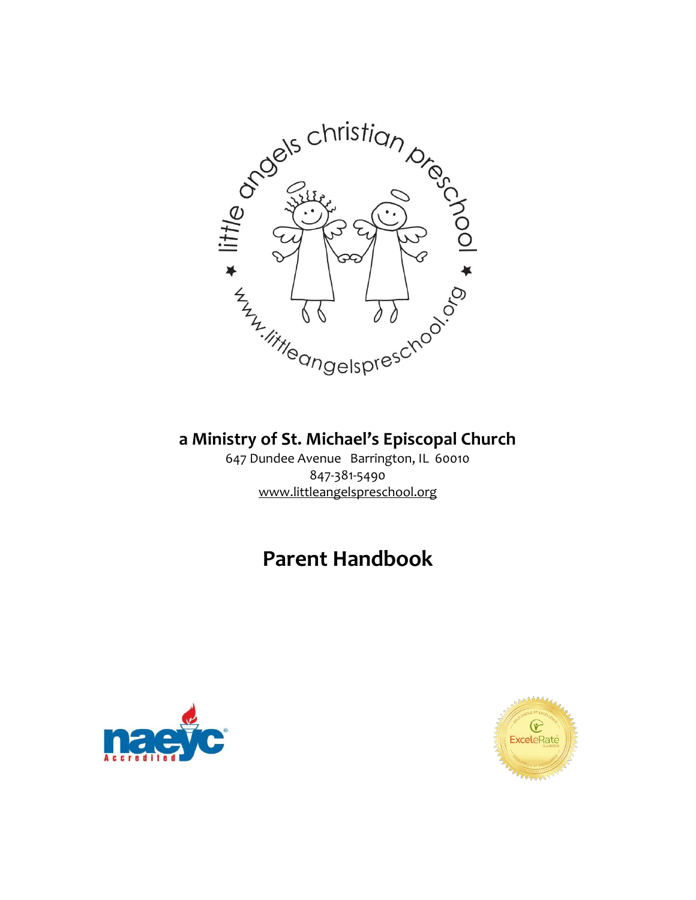little angels christian preschool

www.littleangelspreschool.org

**a Ministry of St. Michael's Episcopal Church**

647 Dundee Avenue   Barrington, IL  60010

847-381-5490

www.littleangelspreschool.org

# Parent Handbook

naeyc Accredited

ExceleRate Illinois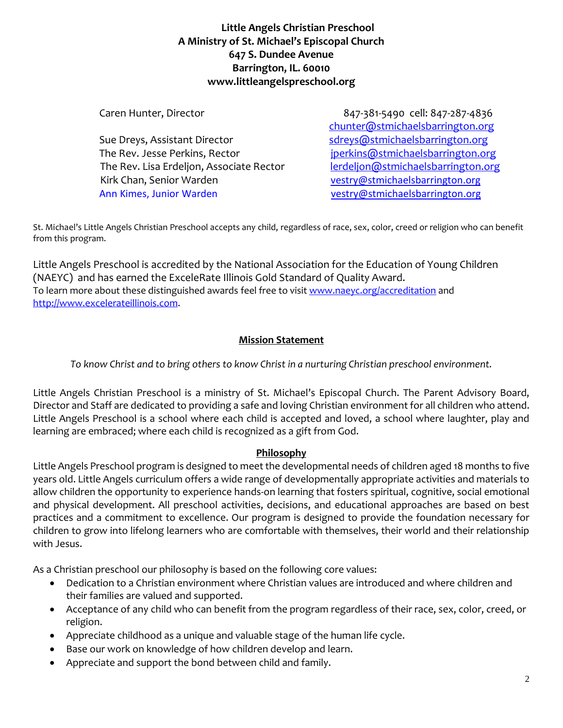**Little Angels Christian Preschool**
**A Ministry of St. Michael's Episcopal Church**
**647 S. Dundee Avenue**
**Barrington, IL. 60010**
**www.littleangelspreschool.org**

| | |
|---|---|
| Caren Hunter, Director | 847-381-5490 cell: 847-287-4836<br>chunter@stmichaelsbarrington.org |
| Sue Dreys, Assistant Director | sdreys@stmichaelsbarrington.org |
| The Rev. Jesse Perkins, Rector | jperkins@stmichaelsbarrington.org |
| The Rev. Lisa Erdeljon, Associate Rector | lerdeljon@stmichaelsbarrington.org |
| Kirk Chan, Senior Warden | vestry@stmichaelsbarrington.org |
| Ann Kimes, Junior Warden | vestry@stmichaelsbarrington.org |

St. Michael's Little Angels Christian Preschool accepts any child, regardless of race, sex, color, creed or religion who can benefit from this program.

Little Angels Preschool is accredited by the National Association for the Education of Young Children (NAEYC) and has earned the ExceleRate Illinois Gold Standard of Quality Award.
To learn more about these distinguished awards feel free to visit www.naeyc.org/accreditation and http://www.excelerateillinois.com.

## Mission Statement

*To know Christ and to bring others to know Christ in a nurturing Christian preschool environment.*

Little Angels Christian Preschool is a ministry of St. Michael's Episcopal Church. The Parent Advisory Board, Director and Staff are dedicated to providing a safe and loving Christian environment for all children who attend. Little Angels Preschool is a school where each child is accepted and loved, a school where laughter, play and learning are embraced; where each child is recognized as a gift from God.

## Philosophy

Little Angels Preschool program is designed to meet the developmental needs of children aged 18 months to five years old. Little Angels curriculum offers a wide range of developmentally appropriate activities and materials to allow children the opportunity to experience hands-on learning that fosters spiritual, cognitive, social emotional and physical development. All preschool activities, decisions, and educational approaches are based on best practices and a commitment to excellence. Our program is designed to provide the foundation necessary for children to grow into lifelong learners who are comfortable with themselves, their world and their relationship with Jesus.

As a Christian preschool our philosophy is based on the following core values:

- Dedication to a Christian environment where Christian values are introduced and where children and their families are valued and supported.
- Acceptance of any child who can benefit from the program regardless of their race, sex, color, creed, or religion.
- Appreciate childhood as a unique and valuable stage of the human life cycle.
- Base our work on knowledge of how children develop and learn.
- Appreciate and support the bond between child and family.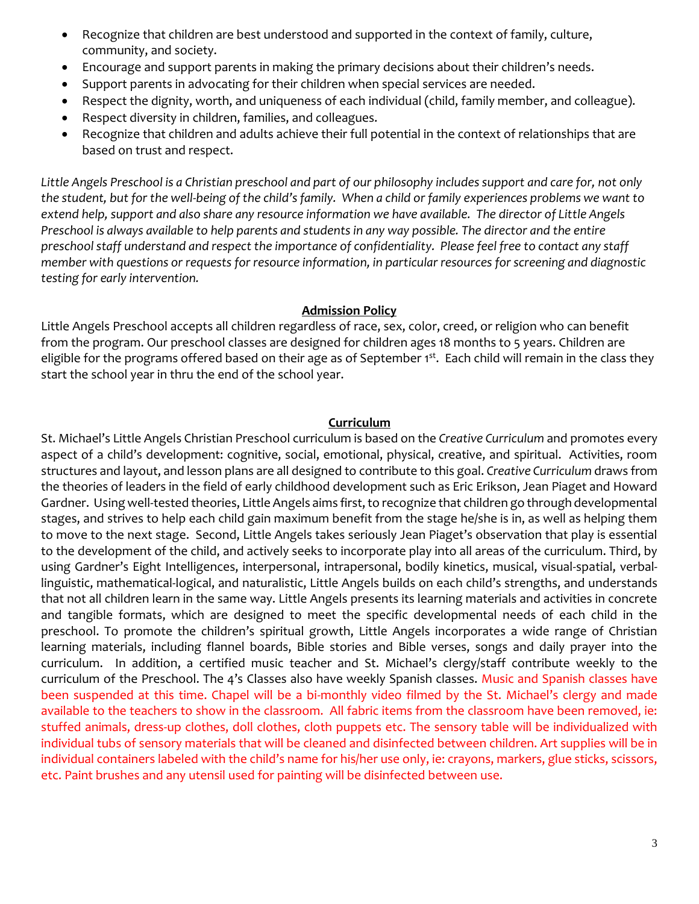- Recognize that children are best understood and supported in the context of family, culture, community, and society.
- Encourage and support parents in making the primary decisions about their children's needs.
- Support parents in advocating for their children when special services are needed.
- Respect the dignity, worth, and uniqueness of each individual (child, family member, and colleague).
- Respect diversity in children, families, and colleagues.
- Recognize that children and adults achieve their full potential in the context of relationships that are based on trust and respect.

*Little Angels Preschool is a Christian preschool and part of our philosophy includes support and care for, not only the student, but for the well-being of the child's family. When a child or family experiences problems we want to extend help, support and also share any resource information we have available. The director of Little Angels Preschool is always available to help parents and students in any way possible. The director and the entire preschool staff understand and respect the importance of confidentiality. Please feel free to contact any staff member with questions or requests for resource information, in particular resources for screening and diagnostic testing for early intervention.*

## Admission Policy

Little Angels Preschool accepts all children regardless of race, sex, color, creed, or religion who can benefit from the program. Our preschool classes are designed for children ages 18 months to 5 years. Children are eligible for the programs offered based on their age as of September 1st. Each child will remain in the class they start the school year in thru the end of the school year.

## Curriculum

St. Michael's Little Angels Christian Preschool curriculum is based on the *Creative Curriculum* and promotes every aspect of a child's development: cognitive, social, emotional, physical, creative, and spiritual. Activities, room structures and layout, and lesson plans are all designed to contribute to this goal. *Creative Curriculum* draws from the theories of leaders in the field of early childhood development such as Eric Erikson, Jean Piaget and Howard Gardner. Using well-tested theories, Little Angels aims first, to recognize that children go through developmental stages, and strives to help each child gain maximum benefit from the stage he/she is in, as well as helping them to move to the next stage. Second, Little Angels takes seriously Jean Piaget's observation that play is essential to the development of the child, and actively seeks to incorporate play into all areas of the curriculum. Third, by using Gardner's Eight Intelligences, interpersonal, intrapersonal, bodily kinetics, musical, visual-spatial, verbal-linguistic, mathematical-logical, and naturalistic, Little Angels builds on each child's strengths, and understands that not all children learn in the same way. Little Angels presents its learning materials and activities in concrete and tangible formats, which are designed to meet the specific developmental needs of each child in the preschool. To promote the children's spiritual growth, Little Angels incorporates a wide range of Christian learning materials, including flannel boards, Bible stories and Bible verses, songs and daily prayer into the curriculum. In addition, a certified music teacher and St. Michael's clergy/staff contribute weekly to the curriculum of the Preschool. The 4's Classes also have weekly Spanish classes. Music and Spanish classes have been suspended at this time. Chapel will be a bi-monthly video filmed by the St. Michael's clergy and made available to the teachers to show in the classroom. All fabric items from the classroom have been removed, ie: stuffed animals, dress-up clothes, doll clothes, cloth puppets etc. The sensory table will be individualized with individual tubs of sensory materials that will be cleaned and disinfected between children. Art supplies will be in individual containers labeled with the child's name for his/her use only, ie: crayons, markers, glue sticks, scissors, etc. Paint brushes and any utensil used for painting will be disinfected between use.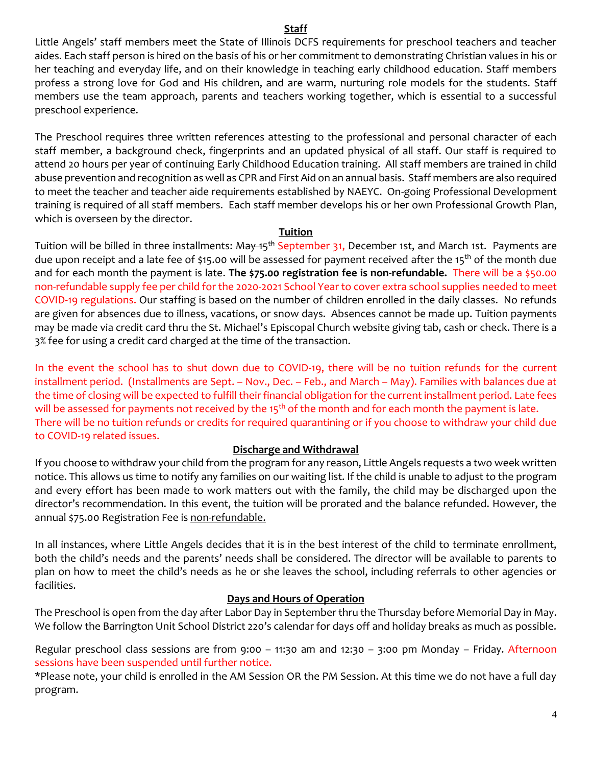## Staff

Little Angels' staff members meet the State of Illinois DCFS requirements for preschool teachers and teacher aides. Each staff person is hired on the basis of his or her commitment to demonstrating Christian values in his or her teaching and everyday life, and on their knowledge in teaching early childhood education. Staff members profess a strong love for God and His children, and are warm, nurturing role models for the students. Staff members use the team approach, parents and teachers working together, which is essential to a successful preschool experience.

The Preschool requires three written references attesting to the professional and personal character of each staff member, a background check, fingerprints and an updated physical of all staff. Our staff is required to attend 20 hours per year of continuing Early Childhood Education training. All staff members are trained in child abuse prevention and recognition as well as CPR and First Aid on an annual basis. Staff members are also required to meet the teacher and teacher aide requirements established by NAEYC. On-going Professional Development training is required of all staff members. Each staff member develops his or her own Professional Growth Plan, which is overseen by the director.

## Tuition

Tuition will be billed in three installments: ~~May 15th~~ September 31, December 1st, and March 1st. Payments are due upon receipt and a late fee of $15.00 will be assessed for payment received after the 15th of the month due and for each month the payment is late. **The $75.00 registration fee is non-refundable.** There will be a $50.00 non-refundable supply fee per child for the 2020-2021 School Year to cover extra school supplies needed to meet COVID-19 regulations. Our staffing is based on the number of children enrolled in the daily classes. No refunds are given for absences due to illness, vacations, or snow days. Absences cannot be made up. Tuition payments may be made via credit card thru the St. Michael's Episcopal Church website giving tab, cash or check. There is a 3% fee for using a credit card charged at the time of the transaction.

In the event the school has to shut down due to COVID-19, there will be no tuition refunds for the current installment period. (Installments are Sept. – Nov., Dec. – Feb., and March – May). Families with balances due at the time of closing will be expected to fulfill their financial obligation for the current installment period. Late fees will be assessed for payments not received by the 15th of the month and for each month the payment is late. There will be no tuition refunds or credits for required quarantining or if you choose to withdraw your child due to COVID-19 related issues.

## Discharge and Withdrawal

If you choose to withdraw your child from the program for any reason, Little Angels requests a two week written notice. This allows us time to notify any families on our waiting list. If the child is unable to adjust to the program and every effort has been made to work matters out with the family, the child may be discharged upon the director's recommendation. In this event, the tuition will be prorated and the balance refunded. However, the annual $75.00 Registration Fee is non-refundable.

In all instances, where Little Angels decides that it is in the best interest of the child to terminate enrollment, both the child's needs and the parents' needs shall be considered. The director will be available to parents to plan on how to meet the child's needs as he or she leaves the school, including referrals to other agencies or facilities.

## Days and Hours of Operation

The Preschool is open from the day after Labor Day in September thru the Thursday before Memorial Day in May. We follow the Barrington Unit School District 220's calendar for days off and holiday breaks as much as possible.

Regular preschool class sessions are from 9:00 – 11:30 am and 12:30 – 3:00 pm Monday – Friday. Afternoon sessions have been suspended until further notice.

*Please note, your child is enrolled in the AM Session OR the PM Session. At this time we do not have a full day program.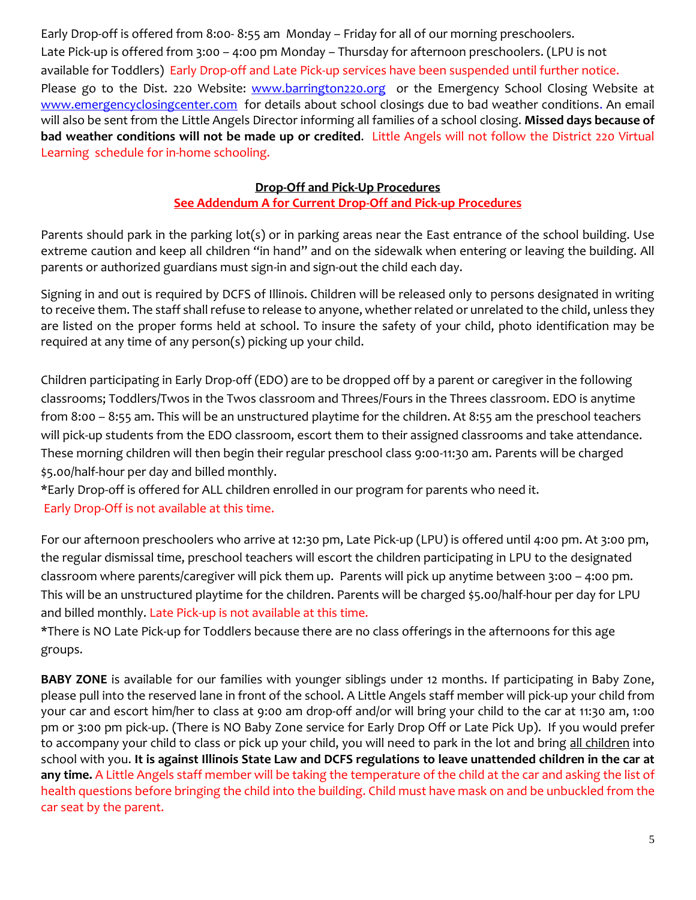Early Drop-off is offered from 8:00- 8:55 am  Monday – Friday for all of our morning preschoolers.
Late Pick-up is offered from 3:00 – 4:00 pm Monday – Thursday for afternoon preschoolers. (LPU is not available for Toddlers)  Early Drop-off and Late Pick-up services have been suspended until further notice.
Please go to the Dist. 220 Website: www.barrington220.org  or the Emergency School Closing Website at www.emergencyclosingcenter.com  for details about school closings due to bad weather conditions. An email will also be sent from the Little Angels Director informing all families of a school closing. **Missed days because of bad weather conditions will not be made up or credited**.  Little Angels will not follow the District 220 Virtual Learning  schedule for in-home schooling.

## Drop-Off and Pick-Up Procedures

**See Addendum A for Current Drop-Off and Pick-up Procedures**

Parents should park in the parking lot(s) or in parking areas near the East entrance of the school building. Use extreme caution and keep all children "in hand" and on the sidewalk when entering or leaving the building. All parents or authorized guardians must sign-in and sign-out the child each day.

Signing in and out is required by DCFS of Illinois. Children will be released only to persons designated in writing to receive them. The staff shall refuse to release to anyone, whether related or unrelated to the child, unless they are listed on the proper forms held at school. To insure the safety of your child, photo identification may be required at any time of any person(s) picking up your child.

Children participating in Early Drop-0ff (EDO) are to be dropped off by a parent or caregiver in the following classrooms; Toddlers/Twos in the Twos classroom and Threes/Fours in the Threes classroom. EDO is anytime from 8:00 – 8:55 am. This will be an unstructured playtime for the children. At 8:55 am the preschool teachers will pick-up students from the EDO classroom, escort them to their assigned classrooms and take attendance. These morning children will then begin their regular preschool class 9:00-11:30 am. Parents will be charged $5.00/half-hour per day and billed monthly.
*Early Drop-off is offered for ALL children enrolled in our program for parents who need it.
Early Drop-Off is not available at this time.

For our afternoon preschoolers who arrive at 12:30 pm, Late Pick-up (LPU) is offered until 4:00 pm. At 3:00 pm, the regular dismissal time, preschool teachers will escort the children participating in LPU to the designated classroom where parents/caregiver will pick them up.  Parents will pick up anytime between 3:00 – 4:00 pm. This will be an unstructured playtime for the children. Parents will be charged $5.00/half-hour per day for LPU and billed monthly. Late Pick-up is not available at this time.
*There is NO Late Pick-up for Toddlers because there are no class offerings in the afternoons for this age groups.

**BABY ZONE** is available for our families with younger siblings under 12 months. If participating in Baby Zone, please pull into the reserved lane in front of the school. A Little Angels staff member will pick-up your child from your car and escort him/her to class at 9:00 am drop-off and/or will bring your child to the car at 11:30 am, 1:00 pm or 3:00 pm pick-up. (There is NO Baby Zone service for Early Drop Off or Late Pick Up).  If you would prefer to accompany your child to class or pick up your child, you will need to park in the lot and bring <u>all children</u> into school with you. **It is against Illinois State Law and DCFS regulations to leave unattended children in the car at any time.** A Little Angels staff member will be taking the temperature of the child at the car and asking the list of health questions before bringing the child into the building. Child must have mask on and be unbuckled from the car seat by the parent.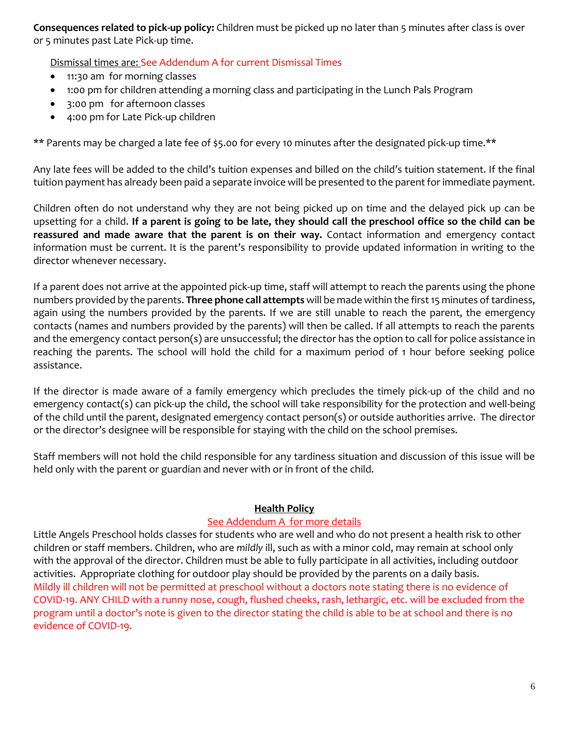**Consequences related to pick-up policy:** Children must be picked up no later than 5 minutes after class is over or 5 minutes past Late Pick-up time.

Dismissal times are: See Addendum A for current Dismissal Times

- 11:30 am for morning classes
- 1:00 pm for children attending a morning class and participating in the Lunch Pals Program
- 3:00 pm for afternoon classes
- 4:00 pm for Late Pick-up children

** Parents may be charged a late fee of $5.00 for every 10 minutes after the designated pick-up time.**

Any late fees will be added to the child's tuition expenses and billed on the child's tuition statement. If the final tuition payment has already been paid a separate invoice will be presented to the parent for immediate payment.

Children often do not understand why they are not being picked up on time and the delayed pick up can be upsetting for a child. **If a parent is going to be late, they should call the preschool office so the child can be reassured and made aware that the parent is on their way.** Contact information and emergency contact information must be current. It is the parent's responsibility to provide updated information in writing to the director whenever necessary.

If a parent does not arrive at the appointed pick-up time, staff will attempt to reach the parents using the phone numbers provided by the parents. **Three phone call attempts** will be made within the first 15 minutes of tardiness, again using the numbers provided by the parents. If we are still unable to reach the parent, the emergency contacts (names and numbers provided by the parents) will then be called. If all attempts to reach the parents and the emergency contact person(s) are unsuccessful; the director has the option to call for police assistance in reaching the parents. The school will hold the child for a maximum period of 1 hour before seeking police assistance.

If the director is made aware of a family emergency which precludes the timely pick-up of the child and no emergency contact(s) can pick-up the child, the school will take responsibility for the protection and well-being of the child until the parent, designated emergency contact person(s) or outside authorities arrive. The director or the director's designee will be responsible for staying with the child on the school premises.

Staff members will not hold the child responsible for any tardiness situation and discussion of this issue will be held only with the parent or guardian and never with or in front of the child.

## Health Policy

See Addendum A for more details

Little Angels Preschool holds classes for students who are well and who do not present a health risk to other children or staff members. Children, who are *mildly* ill, such as with a minor cold, may remain at school only with the approval of the director. Children must be able to fully participate in all activities, including outdoor activities. Appropriate clothing for outdoor play should be provided by the parents on a daily basis. Mildly ill children will not be permitted at preschool without a doctors note stating there is no evidence of COVID-19. ANY CHILD with a runny nose, cough, flushed cheeks, rash, lethargic, etc. will be excluded from the program until a doctor's note is given to the director stating the child is able to be at school and there is no evidence of COVID-19.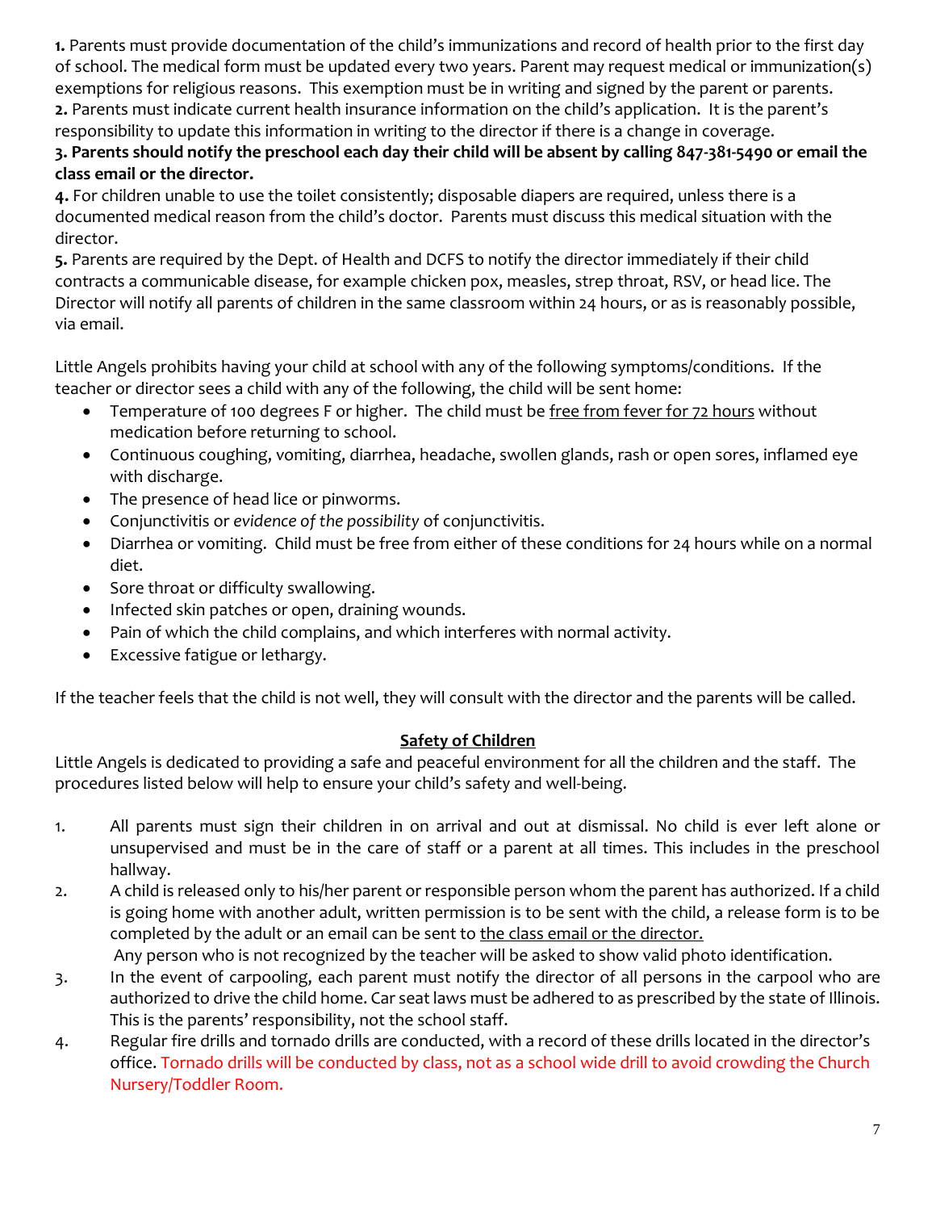**1.** Parents must provide documentation of the child's immunizations and record of health prior to the first day of school. The medical form must be updated every two years. Parent may request medical or immunization(s) exemptions for religious reasons. This exemption must be in writing and signed by the parent or parents.

**2.** Parents must indicate current health insurance information on the child's application. It is the parent's responsibility to update this information in writing to the director if there is a change in coverage.

**3. Parents should notify the preschool each day their child will be absent by calling 847-381-5490 or email the class email or the director.**

**4.** For children unable to use the toilet consistently; disposable diapers are required, unless there is a documented medical reason from the child's doctor. Parents must discuss this medical situation with the director.

**5.** Parents are required by the Dept. of Health and DCFS to notify the director immediately if their child contracts a communicable disease, for example chicken pox, measles, strep throat, RSV, or head lice. The Director will notify all parents of children in the same classroom within 24 hours, or as is reasonably possible, via email.

Little Angels prohibits having your child at school with any of the following symptoms/conditions. If the teacher or director sees a child with any of the following, the child will be sent home:

- Temperature of 100 degrees F or higher. The child must be free from fever for 72 hours without medication before returning to school.
- Continuous coughing, vomiting, diarrhea, headache, swollen glands, rash or open sores, inflamed eye with discharge.
- The presence of head lice or pinworms.
- Conjunctivitis or *evidence of the possibility* of conjunctivitis.
- Diarrhea or vomiting. Child must be free from either of these conditions for 24 hours while on a normal diet.
- Sore throat or difficulty swallowing.
- Infected skin patches or open, draining wounds.
- Pain of which the child complains, and which interferes with normal activity.
- Excessive fatigue or lethargy.

If the teacher feels that the child is not well, they will consult with the director and the parents will be called.

## Safety of Children

Little Angels is dedicated to providing a safe and peaceful environment for all the children and the staff. The procedures listed below will help to ensure your child's safety and well-being.

1. All parents must sign their children in on arrival and out at dismissal. No child is ever left alone or unsupervised and must be in the care of staff or a parent at all times. This includes in the preschool hallway.
2. A child is released only to his/her parent or responsible person whom the parent has authorized. If a child is going home with another adult, written permission is to be sent with the child, a release form is to be completed by the adult or an email can be sent to the class email or the director.
   Any person who is not recognized by the teacher will be asked to show valid photo identification.
3. In the event of carpooling, each parent must notify the director of all persons in the carpool who are authorized to drive the child home. Car seat laws must be adhered to as prescribed by the state of Illinois. This is the parents' responsibility, not the school staff.
4. Regular fire drills and tornado drills are conducted, with a record of these drills located in the director's office. Tornado drills will be conducted by class, not as a school wide drill to avoid crowding the Church Nursery/Toddler Room.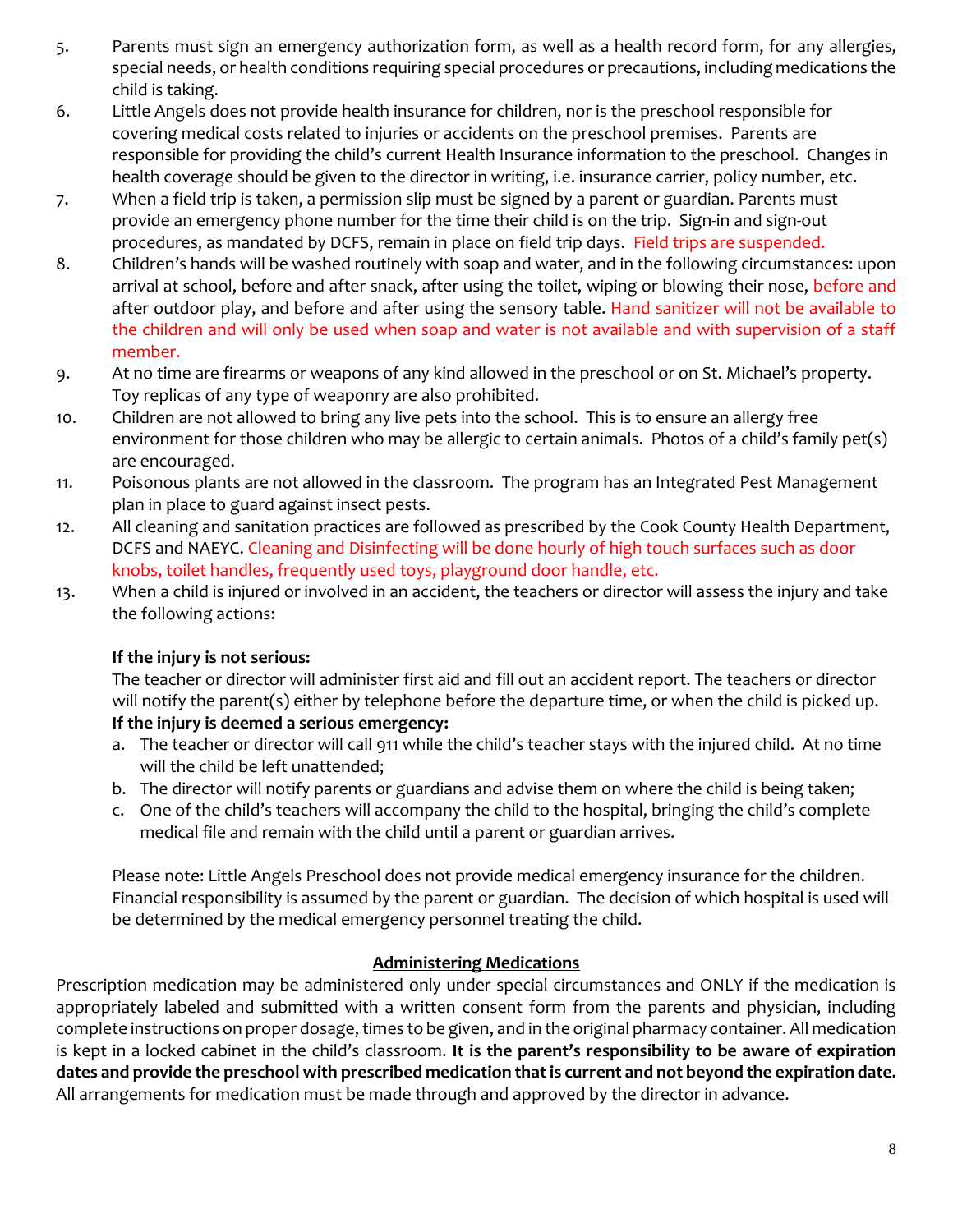5. Parents must sign an emergency authorization form, as well as a health record form, for any allergies, special needs, or health conditions requiring special procedures or precautions, including medications the child is taking.
6. Little Angels does not provide health insurance for children, nor is the preschool responsible for covering medical costs related to injuries or accidents on the preschool premises. Parents are responsible for providing the child's current Health Insurance information to the preschool. Changes in health coverage should be given to the director in writing, i.e. insurance carrier, policy number, etc.
7. When a field trip is taken, a permission slip must be signed by a parent or guardian. Parents must provide an emergency phone number for the time their child is on the trip. Sign-in and sign-out procedures, as mandated by DCFS, remain in place on field trip days. Field trips are suspended.
8. Children's hands will be washed routinely with soap and water, and in the following circumstances: upon arrival at school, before and after snack, after using the toilet, wiping or blowing their nose, before and after outdoor play, and before and after using the sensory table. Hand sanitizer will not be available to the children and will only be used when soap and water is not available and with supervision of a staff member.
9. At no time are firearms or weapons of any kind allowed in the preschool or on St. Michael's property. Toy replicas of any type of weaponry are also prohibited.
10. Children are not allowed to bring any live pets into the school. This is to ensure an allergy free environment for those children who may be allergic to certain animals. Photos of a child's family pet(s) are encouraged.
11. Poisonous plants are not allowed in the classroom. The program has an Integrated Pest Management plan in place to guard against insect pests.
12. All cleaning and sanitation practices are followed as prescribed by the Cook County Health Department, DCFS and NAEYC. Cleaning and Disinfecting will be done hourly of high touch surfaces such as door knobs, toilet handles, frequently used toys, playground door handle, etc.
13. When a child is injured or involved in an accident, the teachers or director will assess the injury and take the following actions:

    **If the injury is not serious:**
    The teacher or director will administer first aid and fill out an accident report. The teachers or director will notify the parent(s) either by telephone before the departure time, or when the child is picked up.
    **If the injury is deemed a serious emergency:**
    a. The teacher or director will call 911 while the child's teacher stays with the injured child. At no time will the child be left unattended;
    b. The director will notify parents or guardians and advise them on where the child is being taken;
    c. One of the child's teachers will accompany the child to the hospital, bringing the child's complete medical file and remain with the child until a parent or guardian arrives.

    Please note: Little Angels Preschool does not provide medical emergency insurance for the children. Financial responsibility is assumed by the parent or guardian. The decision of which hospital is used will be determined by the medical emergency personnel treating the child.

## Administering Medications

Prescription medication may be administered only under special circumstances and ONLY if the medication is appropriately labeled and submitted with a written consent form from the parents and physician, including complete instructions on proper dosage, times to be given, and in the original pharmacy container. All medication is kept in a locked cabinet in the child's classroom. **It is the parent's responsibility to be aware of expiration dates and provide the preschool with prescribed medication that is current and not beyond the expiration date.** All arrangements for medication must be made through and approved by the director in advance.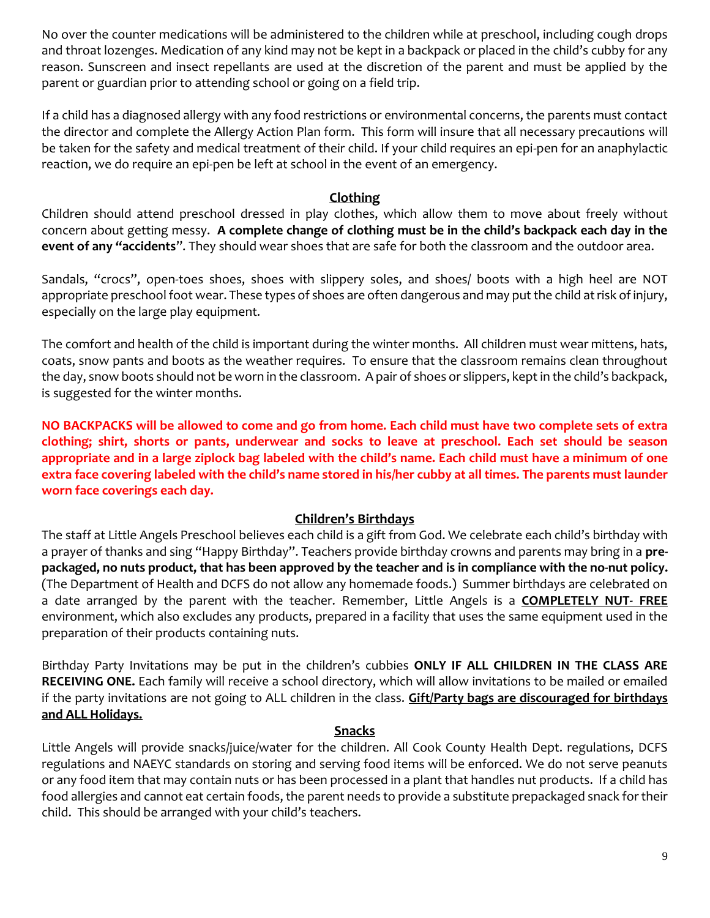No over the counter medications will be administered to the children while at preschool, including cough drops and throat lozenges. Medication of any kind may not be kept in a backpack or placed in the child's cubby for any reason. Sunscreen and insect repellants are used at the discretion of the parent and must be applied by the parent or guardian prior to attending school or going on a field trip.

If a child has a diagnosed allergy with any food restrictions or environmental concerns, the parents must contact the director and complete the Allergy Action Plan form. This form will insure that all necessary precautions will be taken for the safety and medical treatment of their child. If your child requires an epi-pen for an anaphylactic reaction, we do require an epi-pen be left at school in the event of an emergency.

## Clothing

Children should attend preschool dressed in play clothes, which allow them to move about freely without concern about getting messy. **A complete change of clothing must be in the child's backpack each day in the event of any "accidents"**. They should wear shoes that are safe for both the classroom and the outdoor area.

Sandals, "crocs", open-toes shoes, shoes with slippery soles, and shoes/ boots with a high heel are NOT appropriate preschool foot wear. These types of shoes are often dangerous and may put the child at risk of injury, especially on the large play equipment.

The comfort and health of the child is important during the winter months. All children must wear mittens, hats, coats, snow pants and boots as the weather requires. To ensure that the classroom remains clean throughout the day, snow boots should not be worn in the classroom. A pair of shoes or slippers, kept in the child's backpack, is suggested for the winter months.

**NO BACKPACKS will be allowed to come and go from home. Each child must have two complete sets of extra clothing; shirt, shorts or pants, underwear and socks to leave at preschool. Each set should be season appropriate and in a large ziplock bag labeled with the child's name. Each child must have a minimum of one extra face covering labeled with the child's name stored in his/her cubby at all times. The parents must launder worn face coverings each day.**

## Children's Birthdays

The staff at Little Angels Preschool believes each child is a gift from God. We celebrate each child's birthday with a prayer of thanks and sing "Happy Birthday". Teachers provide birthday crowns and parents may bring in a **pre-packaged, no nuts product, that has been approved by the teacher and is in compliance with the no-nut policy.** (The Department of Health and DCFS do not allow any homemade foods.) Summer birthdays are celebrated on a date arranged by the parent with the teacher. Remember, Little Angels is a **COMPLETELY NUT- FREE** environment, which also excludes any products, prepared in a facility that uses the same equipment used in the preparation of their products containing nuts.

Birthday Party Invitations may be put in the children's cubbies **ONLY IF ALL CHILDREN IN THE CLASS ARE RECEIVING ONE.** Each family will receive a school directory, which will allow invitations to be mailed or emailed if the party invitations are not going to ALL children in the class. **Gift/Party bags are discouraged for birthdays and ALL Holidays.**

## Snacks

Little Angels will provide snacks/juice/water for the children. All Cook County Health Dept. regulations, DCFS regulations and NAEYC standards on storing and serving food items will be enforced. We do not serve peanuts or any food item that may contain nuts or has been processed in a plant that handles nut products. If a child has food allergies and cannot eat certain foods, the parent needs to provide a substitute prepackaged snack for their child. This should be arranged with your child's teachers.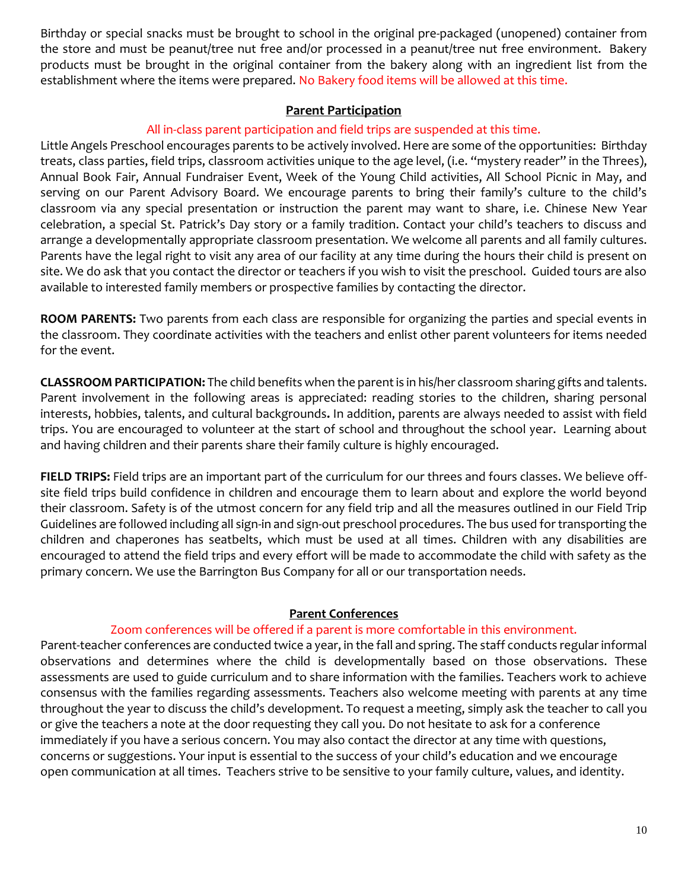Birthday or special snacks must be brought to school in the original pre-packaged (unopened) container from the store and must be peanut/tree nut free and/or processed in a peanut/tree nut free environment. Bakery products must be brought in the original container from the bakery along with an ingredient list from the establishment where the items were prepared. No Bakery food items will be allowed at this time.

## Parent Participation

All in-class parent participation and field trips are suspended at this time.

Little Angels Preschool encourages parents to be actively involved. Here are some of the opportunities: Birthday treats, class parties, field trips, classroom activities unique to the age level, (i.e. "mystery reader" in the Threes), Annual Book Fair, Annual Fundraiser Event, Week of the Young Child activities, All School Picnic in May, and serving on our Parent Advisory Board. We encourage parents to bring their family's culture to the child's classroom via any special presentation or instruction the parent may want to share, i.e. Chinese New Year celebration, a special St. Patrick's Day story or a family tradition. Contact your child's teachers to discuss and arrange a developmentally appropriate classroom presentation. We welcome all parents and all family cultures. Parents have the legal right to visit any area of our facility at any time during the hours their child is present on site. We do ask that you contact the director or teachers if you wish to visit the preschool. Guided tours are also available to interested family members or prospective families by contacting the director.

**ROOM PARENTS:** Two parents from each class are responsible for organizing the parties and special events in the classroom. They coordinate activities with the teachers and enlist other parent volunteers for items needed for the event.

**CLASSROOM PARTICIPATION:** The child benefits when the parent is in his/her classroom sharing gifts and talents. Parent involvement in the following areas is appreciated: reading stories to the children, sharing personal interests, hobbies, talents, and cultural backgrounds**.** In addition, parents are always needed to assist with field trips. You are encouraged to volunteer at the start of school and throughout the school year. Learning about and having children and their parents share their family culture is highly encouraged.

**FIELD TRIPS:** Field trips are an important part of the curriculum for our threes and fours classes. We believe off-site field trips build confidence in children and encourage them to learn about and explore the world beyond their classroom. Safety is of the utmost concern for any field trip and all the measures outlined in our Field Trip Guidelines are followed including all sign-in and sign-out preschool procedures. The bus used for transporting the children and chaperones has seatbelts, which must be used at all times. Children with any disabilities are encouraged to attend the field trips and every effort will be made to accommodate the child with safety as the primary concern. We use the Barrington Bus Company for all or our transportation needs.

## Parent Conferences

Zoom conferences will be offered if a parent is more comfortable in this environment.

Parent-teacher conferences are conducted twice a year, in the fall and spring. The staff conducts regular informal observations and determines where the child is developmentally based on those observations. These assessments are used to guide curriculum and to share information with the families. Teachers work to achieve consensus with the families regarding assessments. Teachers also welcome meeting with parents at any time throughout the year to discuss the child's development. To request a meeting, simply ask the teacher to call you or give the teachers a note at the door requesting they call you. Do not hesitate to ask for a conference immediately if you have a serious concern. You may also contact the director at any time with questions, concerns or suggestions. Your input is essential to the success of your child's education and we encourage open communication at all times. Teachers strive to be sensitive to your family culture, values, and identity.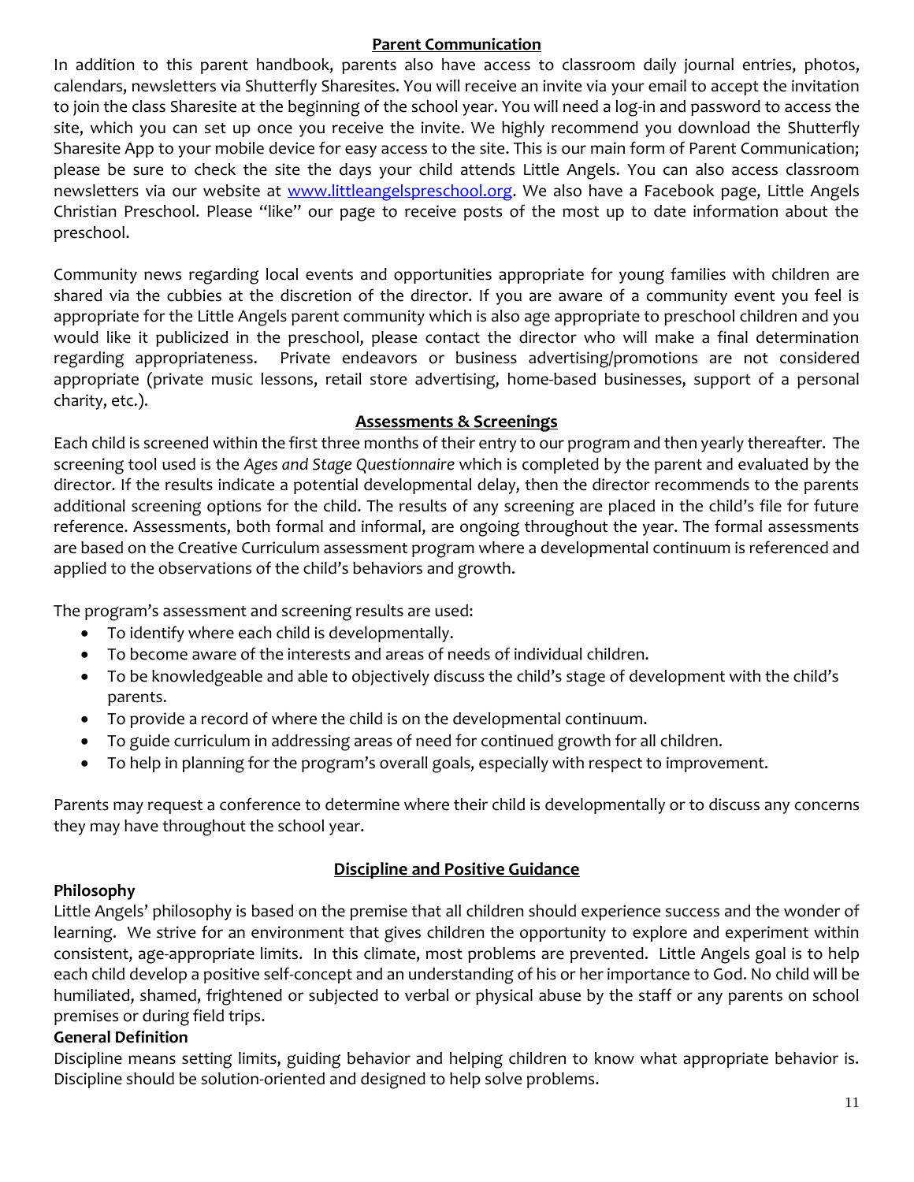## Parent Communication

In addition to this parent handbook, parents also have access to classroom daily journal entries, photos, calendars, newsletters via Shutterfly Sharesites. You will receive an invite via your email to accept the invitation to join the class Sharesite at the beginning of the school year. You will need a log-in and password to access the site, which you can set up once you receive the invite. We highly recommend you download the Shutterfly Sharesite App to your mobile device for easy access to the site. This is our main form of Parent Communication; please be sure to check the site the days your child attends Little Angels. You can also access classroom newsletters via our website at [www.littleangelspreschool.org](http://www.littleangelspreschool.org). We also have a Facebook page, Little Angels Christian Preschool. Please "like" our page to receive posts of the most up to date information about the preschool.

Community news regarding local events and opportunities appropriate for young families with children are shared via the cubbies at the discretion of the director. If you are aware of a community event you feel is appropriate for the Little Angels parent community which is also age appropriate to preschool children and you would like it publicized in the preschool, please contact the director who will make a final determination regarding appropriateness. Private endeavors or business advertising/promotions are not considered appropriate (private music lessons, retail store advertising, home-based businesses, support of a personal charity, etc.).

## Assessments & Screenings

Each child is screened within the first three months of their entry to our program and then yearly thereafter. The screening tool used is the *Ages and Stage Questionnaire* which is completed by the parent and evaluated by the director. If the results indicate a potential developmental delay, then the director recommends to the parents additional screening options for the child. The results of any screening are placed in the child's file for future reference. Assessments, both formal and informal, are ongoing throughout the year. The formal assessments are based on the Creative Curriculum assessment program where a developmental continuum is referenced and applied to the observations of the child's behaviors and growth.

The program's assessment and screening results are used:

- To identify where each child is developmentally.
- To become aware of the interests and areas of needs of individual children.
- To be knowledgeable and able to objectively discuss the child's stage of development with the child's parents.
- To provide a record of where the child is on the developmental continuum.
- To guide curriculum in addressing areas of need for continued growth for all children.
- To help in planning for the program's overall goals, especially with respect to improvement.

Parents may request a conference to determine where their child is developmentally or to discuss any concerns they may have throughout the school year.

## Discipline and Positive Guidance

**Philosophy**

Little Angels' philosophy is based on the premise that all children should experience success and the wonder of learning. We strive for an environment that gives children the opportunity to explore and experiment within consistent, age-appropriate limits. In this climate, most problems are prevented. Little Angels goal is to help each child develop a positive self-concept and an understanding of his or her importance to God. No child will be humiliated, shamed, frightened or subjected to verbal or physical abuse by the staff or any parents on school premises or during field trips.

**General Definition**

Discipline means setting limits, guiding behavior and helping children to know what appropriate behavior is. Discipline should be solution-oriented and designed to help solve problems.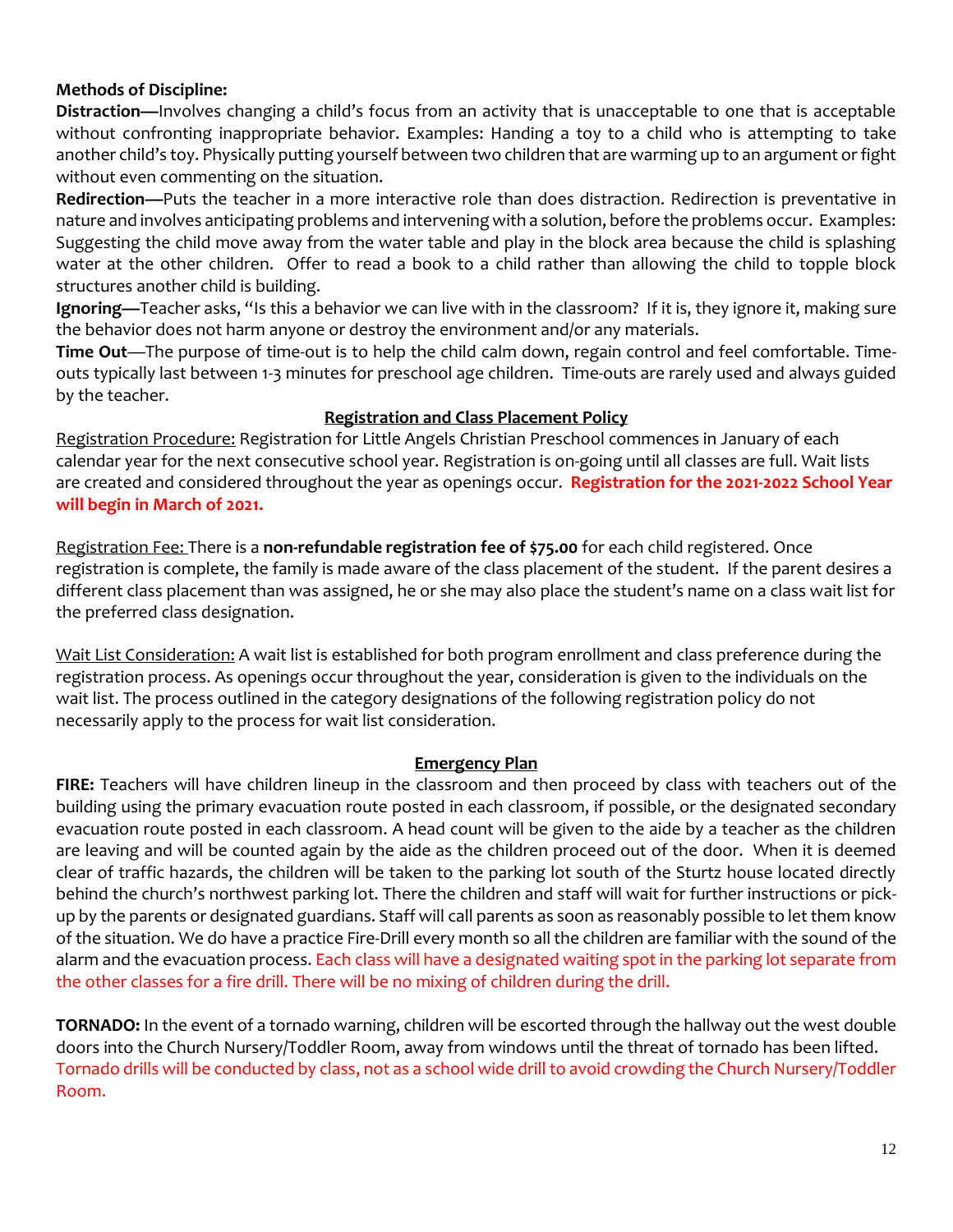**Methods of Discipline:**

**Distraction—**Involves changing a child's focus from an activity that is unacceptable to one that is acceptable without confronting inappropriate behavior. Examples: Handing a toy to a child who is attempting to take another child's toy. Physically putting yourself between two children that are warming up to an argument or fight without even commenting on the situation.

**Redirection—**Puts the teacher in a more interactive role than does distraction. Redirection is preventative in nature and involves anticipating problems and intervening with a solution, before the problems occur. Examples: Suggesting the child move away from the water table and play in the block area because the child is splashing water at the other children. Offer to read a book to a child rather than allowing the child to topple block structures another child is building.

**Ignoring—**Teacher asks, "Is this a behavior we can live with in the classroom? If it is, they ignore it, making sure the behavior does not harm anyone or destroy the environment and/or any materials.

**Time Out**—The purpose of time-out is to help the child calm down, regain control and feel comfortable. Time-outs typically last between 1-3 minutes for preschool age children. Time-outs are rarely used and always guided by the teacher.

## Registration and Class Placement Policy

Registration Procedure: Registration for Little Angels Christian Preschool commences in January of each calendar year for the next consecutive school year. Registration is on-going until all classes are full. Wait lists are created and considered throughout the year as openings occur. **Registration for the 2021-2022 School Year will begin in March of 2021.**

Registration Fee: There is a **non-refundable registration fee of $75.00** for each child registered. Once registration is complete, the family is made aware of the class placement of the student. If the parent desires a different class placement than was assigned, he or she may also place the student's name on a class wait list for the preferred class designation.

Wait List Consideration: A wait list is established for both program enrollment and class preference during the registration process. As openings occur throughout the year, consideration is given to the individuals on the wait list. The process outlined in the category designations of the following registration policy do not necessarily apply to the process for wait list consideration.

## Emergency Plan

**FIRE:** Teachers will have children lineup in the classroom and then proceed by class with teachers out of the building using the primary evacuation route posted in each classroom, if possible, or the designated secondary evacuation route posted in each classroom. A head count will be given to the aide by a teacher as the children are leaving and will be counted again by the aide as the children proceed out of the door. When it is deemed clear of traffic hazards, the children will be taken to the parking lot south of the Sturtz house located directly behind the church's northwest parking lot. There the children and staff will wait for further instructions or pick-up by the parents or designated guardians. Staff will call parents as soon as reasonably possible to let them know of the situation. We do have a practice Fire-Drill every month so all the children are familiar with the sound of the alarm and the evacuation process. Each class will have a designated waiting spot in the parking lot separate from the other classes for a fire drill. There will be no mixing of children during the drill.

**TORNADO:** In the event of a tornado warning, children will be escorted through the hallway out the west double doors into the Church Nursery/Toddler Room, away from windows until the threat of tornado has been lifted. Tornado drills will be conducted by class, not as a school wide drill to avoid crowding the Church Nursery/Toddler Room.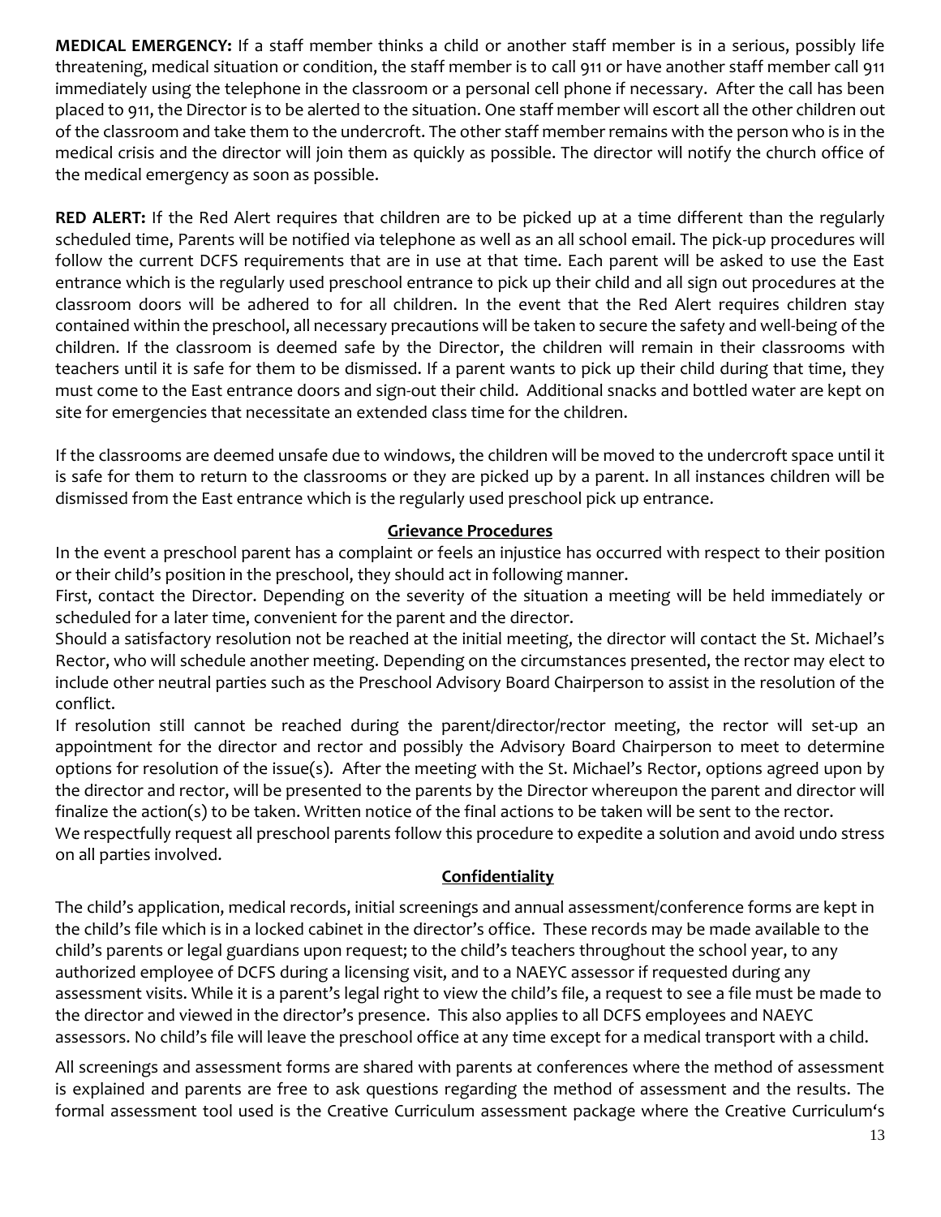**MEDICAL EMERGENCY:** If a staff member thinks a child or another staff member is in a serious, possibly life threatening, medical situation or condition, the staff member is to call 911 or have another staff member call 911 immediately using the telephone in the classroom or a personal cell phone if necessary. After the call has been placed to 911, the Director is to be alerted to the situation. One staff member will escort all the other children out of the classroom and take them to the undercroft. The other staff member remains with the person who is in the medical crisis and the director will join them as quickly as possible. The director will notify the church office of the medical emergency as soon as possible.

**RED ALERT:** If the Red Alert requires that children are to be picked up at a time different than the regularly scheduled time, Parents will be notified via telephone as well as an all school email. The pick-up procedures will follow the current DCFS requirements that are in use at that time. Each parent will be asked to use the East entrance which is the regularly used preschool entrance to pick up their child and all sign out procedures at the classroom doors will be adhered to for all children. In the event that the Red Alert requires children stay contained within the preschool, all necessary precautions will be taken to secure the safety and well-being of the children. If the classroom is deemed safe by the Director, the children will remain in their classrooms with teachers until it is safe for them to be dismissed. If a parent wants to pick up their child during that time, they must come to the East entrance doors and sign-out their child. Additional snacks and bottled water are kept on site for emergencies that necessitate an extended class time for the children.

If the classrooms are deemed unsafe due to windows, the children will be moved to the undercroft space until it is safe for them to return to the classrooms or they are picked up by a parent. In all instances children will be dismissed from the East entrance which is the regularly used preschool pick up entrance.

## Grievance Procedures

In the event a preschool parent has a complaint or feels an injustice has occurred with respect to their position or their child's position in the preschool, they should act in following manner.

First, contact the Director. Depending on the severity of the situation a meeting will be held immediately or scheduled for a later time, convenient for the parent and the director.

Should a satisfactory resolution not be reached at the initial meeting, the director will contact the St. Michael's Rector, who will schedule another meeting. Depending on the circumstances presented, the rector may elect to include other neutral parties such as the Preschool Advisory Board Chairperson to assist in the resolution of the conflict.

If resolution still cannot be reached during the parent/director/rector meeting, the rector will set-up an appointment for the director and rector and possibly the Advisory Board Chairperson to meet to determine options for resolution of the issue(s). After the meeting with the St. Michael's Rector, options agreed upon by the director and rector, will be presented to the parents by the Director whereupon the parent and director will finalize the action(s) to be taken. Written notice of the final actions to be taken will be sent to the rector.

We respectfully request all preschool parents follow this procedure to expedite a solution and avoid undo stress on all parties involved.

## Confidentiality

The child's application, medical records, initial screenings and annual assessment/conference forms are kept in the child's file which is in a locked cabinet in the director's office. These records may be made available to the child's parents or legal guardians upon request; to the child's teachers throughout the school year, to any authorized employee of DCFS during a licensing visit, and to a NAEYC assessor if requested during any assessment visits. While it is a parent's legal right to view the child's file, a request to see a file must be made to the director and viewed in the director's presence. This also applies to all DCFS employees and NAEYC assessors. No child's file will leave the preschool office at any time except for a medical transport with a child.

All screenings and assessment forms are shared with parents at conferences where the method of assessment is explained and parents are free to ask questions regarding the method of assessment and the results. The formal assessment tool used is the Creative Curriculum assessment package where the Creative Curriculum's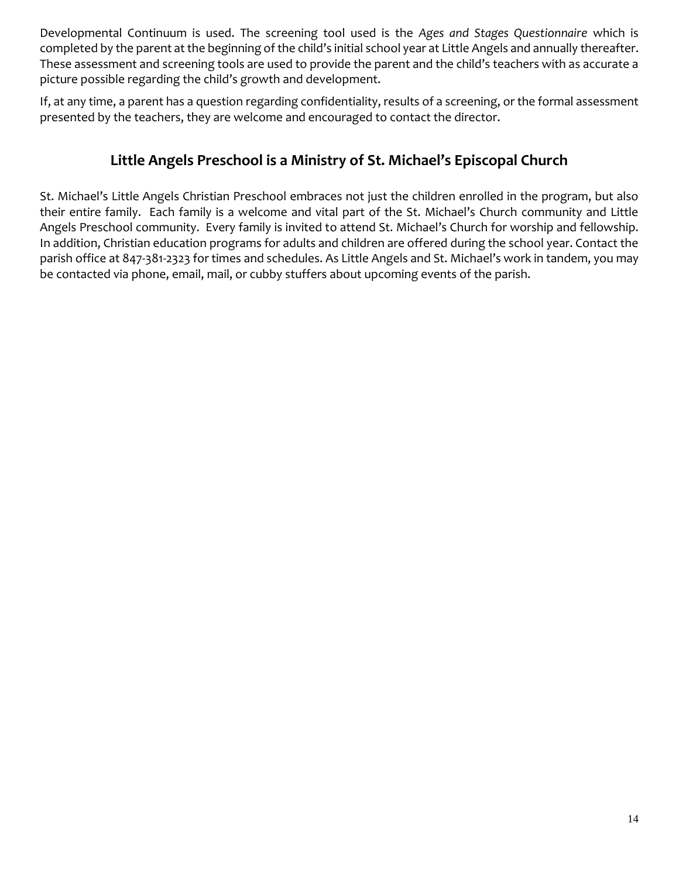Developmental Continuum is used. The screening tool used is the *Ages and Stages Questionnaire* which is completed by the parent at the beginning of the child's initial school year at Little Angels and annually thereafter. These assessment and screening tools are used to provide the parent and the child's teachers with as accurate a picture possible regarding the child's growth and development.

If, at any time, a parent has a question regarding confidentiality, results of a screening, or the formal assessment presented by the teachers, they are welcome and encouraged to contact the director.

## Little Angels Preschool is a Ministry of St. Michael's Episcopal Church

St. Michael's Little Angels Christian Preschool embraces not just the children enrolled in the program, but also their entire family. Each family is a welcome and vital part of the St. Michael's Church community and Little Angels Preschool community. Every family is invited to attend St. Michael's Church for worship and fellowship. In addition, Christian education programs for adults and children are offered during the school year. Contact the parish office at 847-381-2323 for times and schedules. As Little Angels and St. Michael's work in tandem, you may be contacted via phone, email, mail, or cubby stuffers about upcoming events of the parish.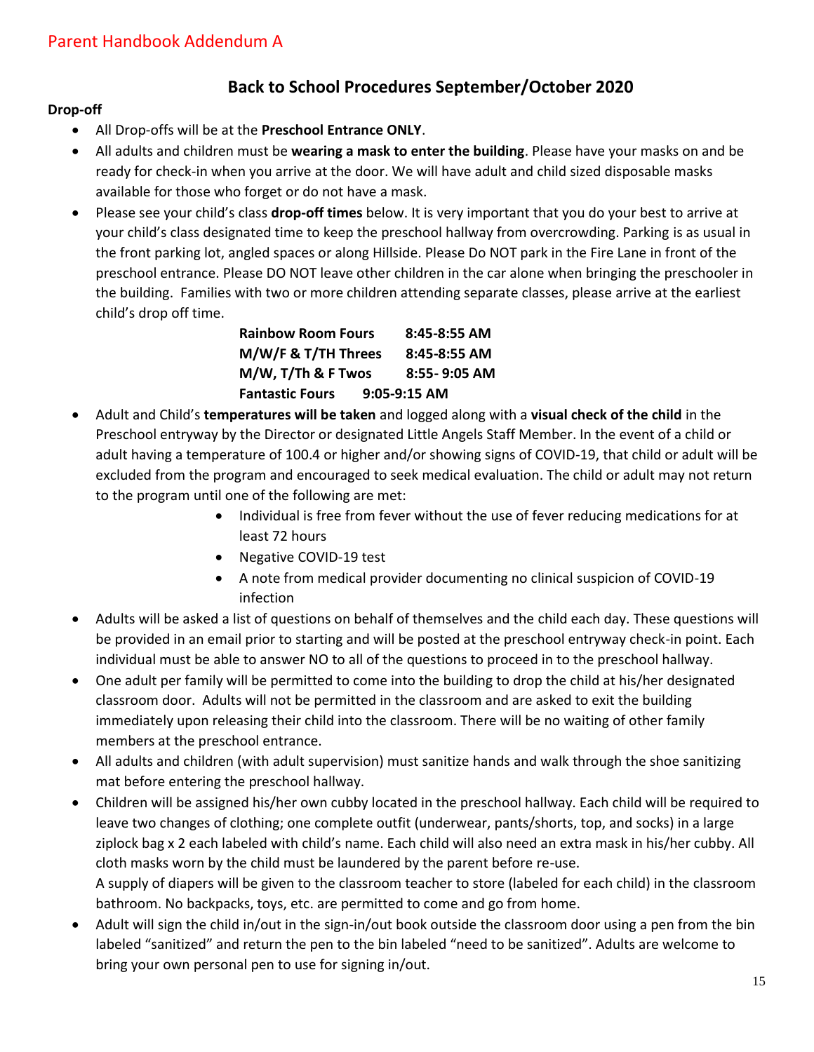Parent Handbook Addendum A

## Back to School Procedures September/October 2020

**Drop-off**

- All Drop-offs will be at the **Preschool Entrance ONLY**.
- All adults and children must be **wearing a mask to enter the building**. Please have your masks on and be ready for check-in when you arrive at the door. We will have adult and child sized disposable masks available for those who forget or do not have a mask.
- Please see your child's class **drop-off times** below. It is very important that you do your best to arrive at your child's class designated time to keep the preschool hallway from overcrowding. Parking is as usual in the front parking lot, angled spaces or along Hillside. Please Do NOT park in the Fire Lane in front of the preschool entrance. Please DO NOT leave other children in the car alone when bringing the preschooler in the building. Families with two or more children attending separate classes, please arrive at the earliest child's drop off time.

| | |
|---|---|
| **Rainbow Room Fours** | **8:45-8:55 AM** |
| **M/W/F & T/TH Threes** | **8:45-8:55 AM** |
| **M/W, T/Th & F Twos** | **8:55- 9:05 AM** |
| **Fantastic Fours** | **9:05-9:15 AM** |

- Adult and Child's **temperatures will be taken** and logged along with a **visual check of the child** in the Preschool entryway by the Director or designated Little Angels Staff Member. In the event of a child or adult having a temperature of 100.4 or higher and/or showing signs of COVID-19, that child or adult will be excluded from the program and encouraged to seek medical evaluation. The child or adult may not return to the program until one of the following are met:
    - Individual is free from fever without the use of fever reducing medications for at least 72 hours
    - Negative COVID-19 test
    - A note from medical provider documenting no clinical suspicion of COVID-19 infection
- Adults will be asked a list of questions on behalf of themselves and the child each day. These questions will be provided in an email prior to starting and will be posted at the preschool entryway check-in point. Each individual must be able to answer NO to all of the questions to proceed in to the preschool hallway.
- One adult per family will be permitted to come into the building to drop the child at his/her designated classroom door. Adults will not be permitted in the classroom and are asked to exit the building immediately upon releasing their child into the classroom. There will be no waiting of other family members at the preschool entrance.
- All adults and children (with adult supervision) must sanitize hands and walk through the shoe sanitizing mat before entering the preschool hallway.
- Children will be assigned his/her own cubby located in the preschool hallway. Each child will be required to leave two changes of clothing; one complete outfit (underwear, pants/shorts, top, and socks) in a large ziplock bag x 2 each labeled with child's name. Each child will also need an extra mask in his/her cubby. All cloth masks worn by the child must be laundered by the parent before re-use.
  A supply of diapers will be given to the classroom teacher to store (labeled for each child) in the classroom bathroom. No backpacks, toys, etc. are permitted to come and go from home.
- Adult will sign the child in/out in the sign-in/out book outside the classroom door using a pen from the bin labeled "sanitized" and return the pen to the bin labeled "need to be sanitized". Adults are welcome to bring your own personal pen to use for signing in/out.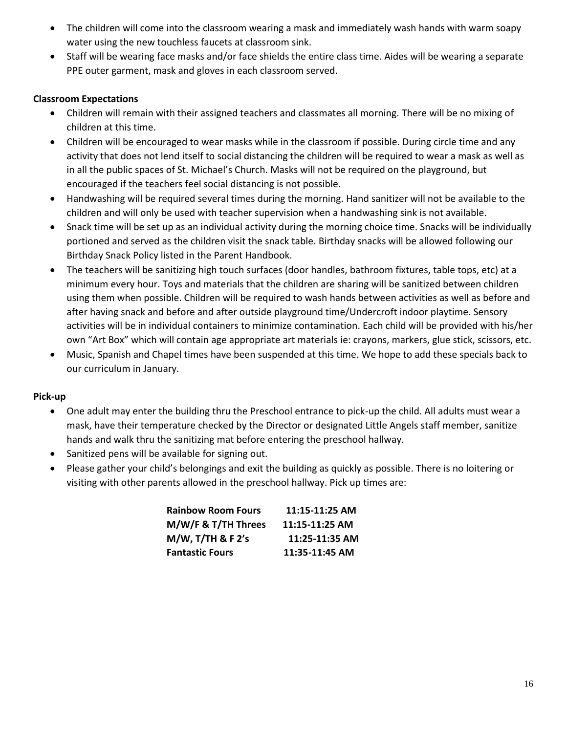- The children will come into the classroom wearing a mask and immediately wash hands with warm soapy water using the new touchless faucets at classroom sink.
- Staff will be wearing face masks and/or face shields the entire class time. Aides will be wearing a separate PPE outer garment, mask and gloves in each classroom served.

**Classroom Expectations**

- Children will remain with their assigned teachers and classmates all morning. There will be no mixing of children at this time.
- Children will be encouraged to wear masks while in the classroom if possible. During circle time and any activity that does not lend itself to social distancing the children will be required to wear a mask as well as in all the public spaces of St. Michael's Church. Masks will not be required on the playground, but encouraged if the teachers feel social distancing is not possible.
- Handwashing will be required several times during the morning. Hand sanitizer will not be available to the children and will only be used with teacher supervision when a handwashing sink is not available.
- Snack time will be set up as an individual activity during the morning choice time. Snacks will be individually portioned and served as the children visit the snack table. Birthday snacks will be allowed following our Birthday Snack Policy listed in the Parent Handbook.
- The teachers will be sanitizing high touch surfaces (door handles, bathroom fixtures, table tops, etc) at a minimum every hour. Toys and materials that the children are sharing will be sanitized between children using them when possible. Children will be required to wash hands between activities as well as before and after having snack and before and after outside playground time/Undercroft indoor playtime. Sensory activities will be in individual containers to minimize contamination. Each child will be provided with his/her own "Art Box" which will contain age appropriate art materials ie: crayons, markers, glue stick, scissors, etc.
- Music, Spanish and Chapel times have been suspended at this time. We hope to add these specials back to our curriculum in January.

**Pick-up**

- One adult may enter the building thru the Preschool entrance to pick-up the child. All adults must wear a mask, have their temperature checked by the Director or designated Little Angels staff member, sanitize hands and walk thru the sanitizing mat before entering the preschool hallway.
- Sanitized pens will be available for signing out.
- Please gather your child's belongings and exit the building as quickly as possible. There is no loitering or visiting with other parents allowed in the preschool hallway. Pick up times are:

| | |
|---|---|
| **Rainbow Room Fours** | **11:15-11:25 AM** |
| **M/W/F & T/TH Threes** | **11:15-11:25 AM** |
| **M/W, T/TH & F 2's** | **11:25-11:35 AM** |
| **Fantastic Fours** | **11:35-11:45 AM** |